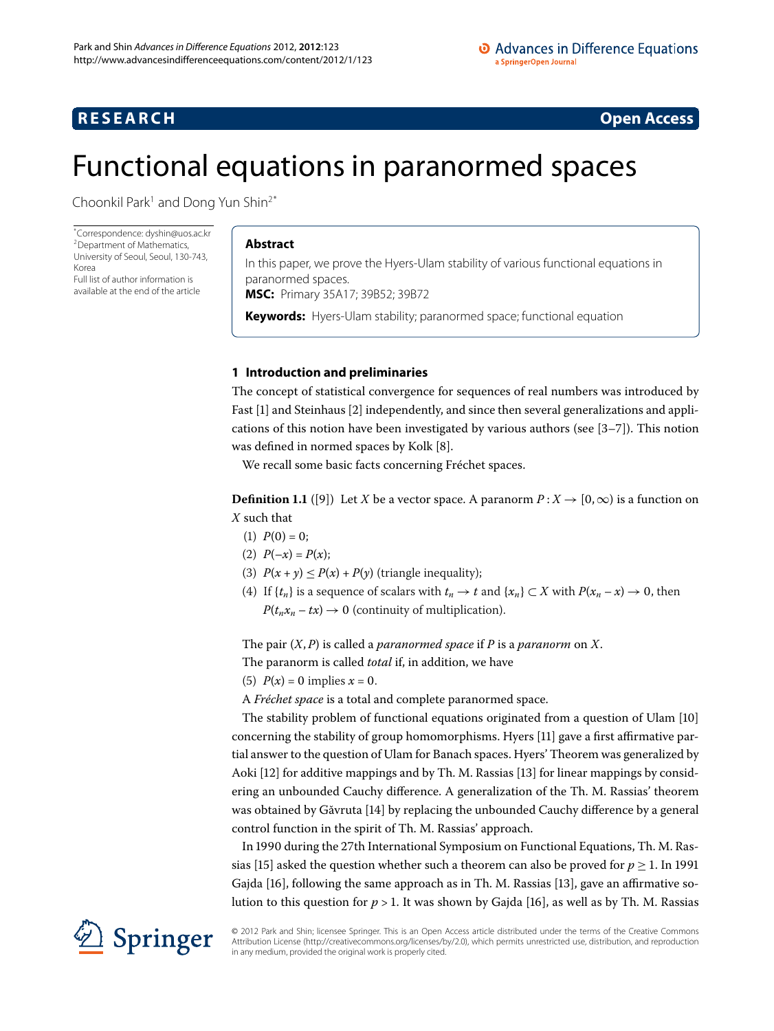**RESEARCH** **Open Access**

# Functional equations in paranormed spaces

Choonkil Park[1] and Dong Yun Shin[2*]

*Correspondence: dyshin@uos.ac.kr
[2]Department of Mathematics, University of Seoul, Seoul, 130-743, Korea
Full list of author information is available at the end of the article

## Abstract

In this paper, we prove the Hyers-Ulam stability of various functional equations in paranormed spaces.

**MSC:** Primary 35A17; 39B52; 39B72

**Keywords:** Hyers-Ulam stability; paranormed space; functional equation

## 1 Introduction and preliminaries

The concept of statistical convergence for sequences of real numbers was introduced by Fast [1] and Steinhaus [2] independently, and since then several generalizations and applications of this notion have been investigated by various authors (see [3–7]). This notion was defined in normed spaces by Kolk [8].

We recall some basic facts concerning Fréchet spaces.

**Definition 1.1** ([9]) Let $X$ be a vector space. A paranorm $P : X \to [0,\infty)$ is a function on $X$ such that

(1) $P(0) = 0$;
(2) $P(-x) = P(x)$;
(3) $P(x + y) \leq P(x) + P(y)$ (triangle inequality);
(4) If $\{t_n\}$ is a sequence of scalars with $t_n \to t$ and $\{x_n\} \subset X$ with $P(x_n - x) \to 0$, then $P(t_n x_n - tx) \to 0$ (continuity of multiplication).

The pair $(X, P)$ is called a *paranormed space* if $P$ is a *paranorm* on $X$.

The paranorm is called *total* if, in addition, we have

(5) $P(x) = 0$ implies $x = 0$.

A *Fréchet space* is a total and complete paranormed space.

The stability problem of functional equations originated from a question of Ulam [10] concerning the stability of group homomorphisms. Hyers [11] gave a first affirmative partial answer to the question of Ulam for Banach spaces. Hyers' Theorem was generalized by Aoki [12] for additive mappings and by Th. M. Rassias [13] for linear mappings by considering an unbounded Cauchy difference. A generalization of the Th. M. Rassias' theorem was obtained by Găvruta [14] by replacing the unbounded Cauchy difference by a general control function in the spirit of Th. M. Rassias' approach.

In 1990 during the 27th International Symposium on Functional Equations, Th. M. Rassias [15] asked the question whether such a theorem can also be proved for $p \geq 1$. In 1991 Gajda [16], following the same approach as in Th. M. Rassias [13], gave an affirmative solution to this question for $p > 1$. It was shown by Gajda [16], as well as by Th. M. Rassias

© 2012 Park and Shin; licensee Springer. This is an Open Access article distributed under the terms of the Creative Commons Attribution License (http://creativecommons.org/licenses/by/2.0), which permits unrestricted use, distribution, and reproduction in any medium, provided the original work is properly cited.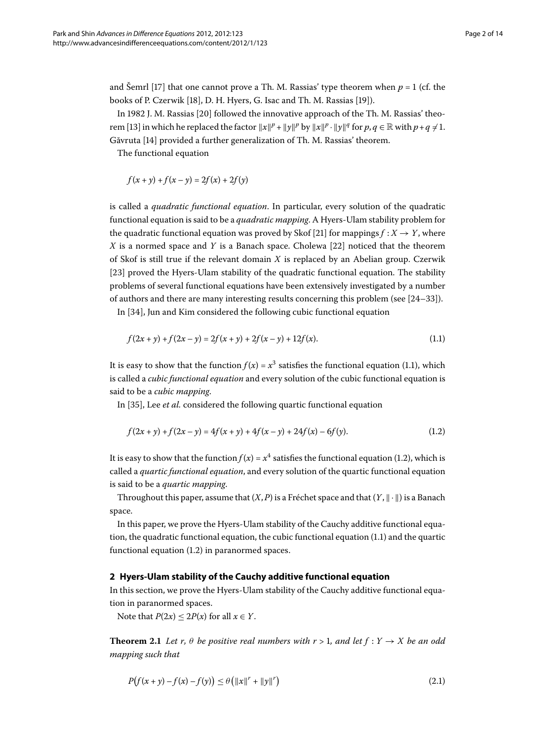and Šemrl [17] that one cannot prove a Th. M. Rassias' type theorem when $p = 1$ (cf. the books of P. Czerwik [18], D. H. Hyers, G. Isac and Th. M. Rassias [19]).

In 1982 J. M. Rassias [20] followed the innovative approach of the Th. M. Rassias' theorem [13] in which he replaced the factor $\|x\|^p + \|y\|^p$ by $\|x\|^p \cdot \|y\|^q$ for $p, q \in \mathbb{R}$ with $p + q \neq 1$. Găvruta [14] provided a further generalization of Th. M. Rassias' theorem.

The functional equation

$$f(x+y) + f(x-y) = 2f(x) + 2f(y)$$

is called a *quadratic functional equation*. In particular, every solution of the quadratic functional equation is said to be a *quadratic mapping*. A Hyers-Ulam stability problem for the quadratic functional equation was proved by Skof [21] for mappings $f : X \to Y$, where $X$ is a normed space and $Y$ is a Banach space. Cholewa [22] noticed that the theorem of Skof is still true if the relevant domain $X$ is replaced by an Abelian group. Czerwik [23] proved the Hyers-Ulam stability of the quadratic functional equation. The stability problems of several functional equations have been extensively investigated by a number of authors and there are many interesting results concerning this problem (see [24–33]).

In [34], Jun and Kim considered the following cubic functional equation

$$f(2x+y) + f(2x-y) = 2f(x+y) + 2f(x-y) + 12f(x). \tag{1.1}$$

It is easy to show that the function $f(x) = x^3$ satisfies the functional equation (1.1), which is called a *cubic functional equation* and every solution of the cubic functional equation is said to be a *cubic mapping*.

In [35], Lee *et al.* considered the following quartic functional equation

$$f(2x+y) + f(2x-y) = 4f(x+y) + 4f(x-y) + 24f(x) - 6f(y). \tag{1.2}$$

It is easy to show that the function $f(x) = x^4$ satisfies the functional equation (1.2), which is called a *quartic functional equation*, and every solution of the quartic functional equation is said to be a *quartic mapping*.

Throughout this paper, assume that $(X, P)$ is a Fréchet space and that $(Y, \|\cdot\|)$ is a Banach space.

In this paper, we prove the Hyers-Ulam stability of the Cauchy additive functional equation, the quadratic functional equation, the cubic functional equation (1.1) and the quartic functional equation (1.2) in paranormed spaces.

## 2 Hyers-Ulam stability of the Cauchy additive functional equation

In this section, we prove the Hyers-Ulam stability of the Cauchy additive functional equation in paranormed spaces.

Note that $P(2x) \leq 2P(x)$ for all $x \in Y$.

**Theorem 2.1** *Let $r$, $\theta$ be positive real numbers with $r > 1$, and let $f : Y \to X$ be an odd mapping such that*

$$P\big(f(x+y) - f(x) - f(y)\big) \leq \theta\big(\|x\|^r + \|y\|^r\big) \tag{2.1}$$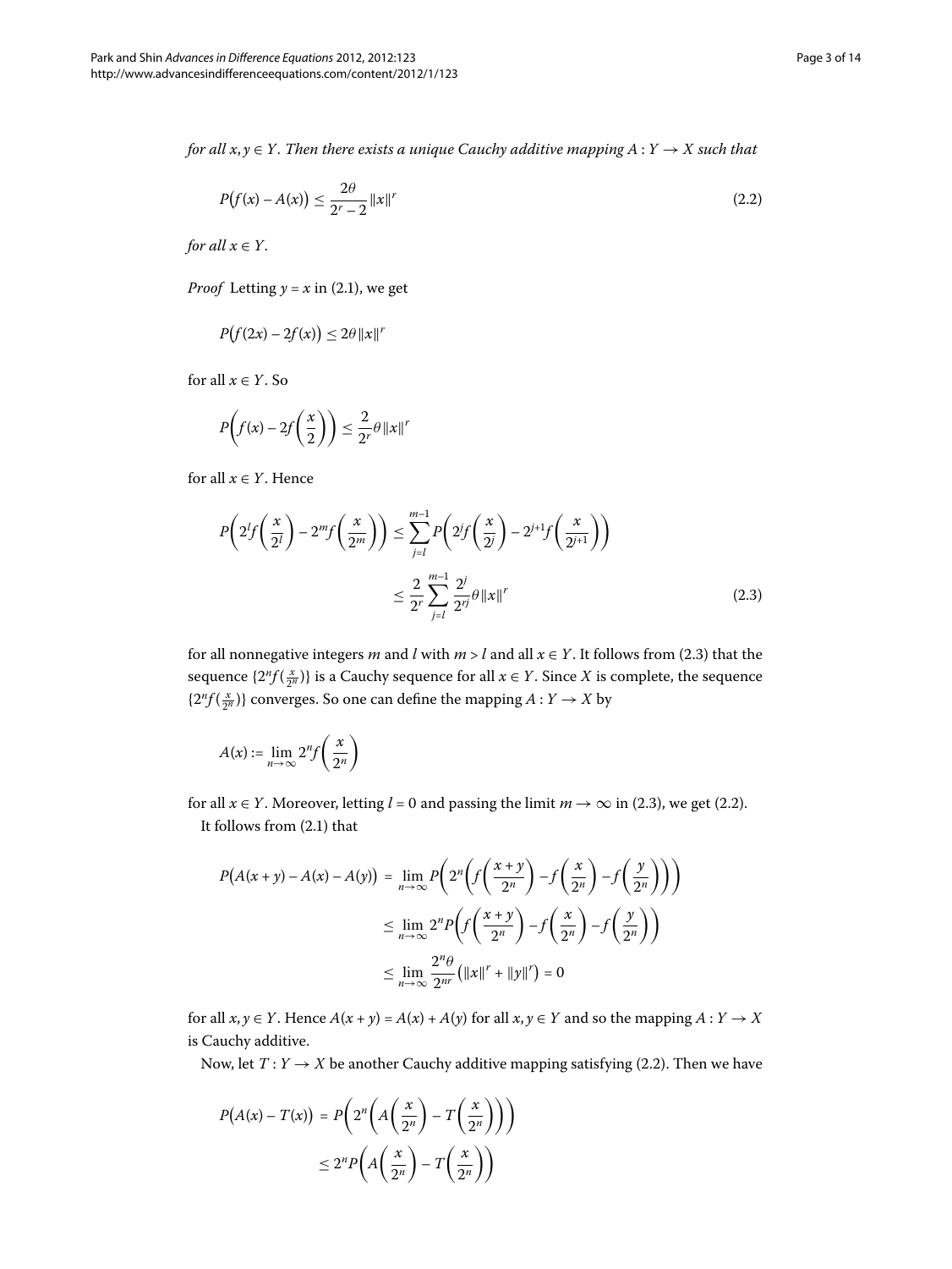*for all $x, y \in Y$. Then there exists a unique Cauchy additive mapping $A : Y \to X$ such that*

$$P\big(f(x) - A(x)\big) \le \frac{2\theta}{2^r - 2}\|x\|^r \tag{2.2}$$

*for all $x \in Y$.*

*Proof* Letting $y = x$ in (2.1), we get

$$P\big(f(2x) - 2f(x)\big) \le 2\theta\|x\|^r$$

for all $x \in Y$. So

$$P\left(f(x) - 2f\left(\frac{x}{2}\right)\right) \le \frac{2}{2^r}\theta\|x\|^r$$

for all $x \in Y$. Hence

$$\begin{aligned} P\left(2^l f\left(\frac{x}{2^l}\right) - 2^m f\left(\frac{x}{2^m}\right)\right) &\le \sum_{j=l}^{m-1} P\left(2^j f\left(\frac{x}{2^j}\right) - 2^{j+1} f\left(\frac{x}{2^{j+1}}\right)\right) \\ &\le \frac{2}{2^r}\sum_{j=l}^{m-1}\frac{2^j}{2^{rj}}\theta\|x\|^r \end{aligned} \tag{2.3}$$

for all nonnegative integers $m$ and $l$ with $m > l$ and all $x \in Y$. It follows from (2.3) that the sequence $\{2^n f(\frac{x}{2^n})\}$ is a Cauchy sequence for all $x \in Y$. Since $X$ is complete, the sequence $\{2^n f(\frac{x}{2^n})\}$ converges. So one can define the mapping $A : Y \to X$ by

$$A(x) := \lim_{n\to\infty} 2^n f\left(\frac{x}{2^n}\right)$$

for all $x \in Y$. Moreover, letting $l = 0$ and passing the limit $m \to \infty$ in (2.3), we get (2.2).

It follows from (2.1) that

$$\begin{aligned} P\big(A(x+y) - A(x) - A(y)\big) &= \lim_{n\to\infty} P\left(2^n\left(f\left(\frac{x+y}{2^n}\right) - f\left(\frac{x}{2^n}\right) - f\left(\frac{y}{2^n}\right)\right)\right) \\ &\le \lim_{n\to\infty} 2^n P\left(f\left(\frac{x+y}{2^n}\right) - f\left(\frac{x}{2^n}\right) - f\left(\frac{y}{2^n}\right)\right) \\ &\le \lim_{n\to\infty}\frac{2^n\theta}{2^{nr}}\big(\|x\|^r + \|y\|^r\big) = 0 \end{aligned}$$

for all $x, y \in Y$. Hence $A(x + y) = A(x) + A(y)$ for all $x, y \in Y$ and so the mapping $A : Y \to X$ is Cauchy additive.

Now, let $T : Y \to X$ be another Cauchy additive mapping satisfying (2.2). Then we have

$$\begin{aligned} P\big(A(x) - T(x)\big) &= P\left(2^n\left(A\left(\frac{x}{2^n}\right) - T\left(\frac{x}{2^n}\right)\right)\right) \\ &\le 2^n P\left(A\left(\frac{x}{2^n}\right) - T\left(\frac{x}{2^n}\right)\right) \end{aligned}$$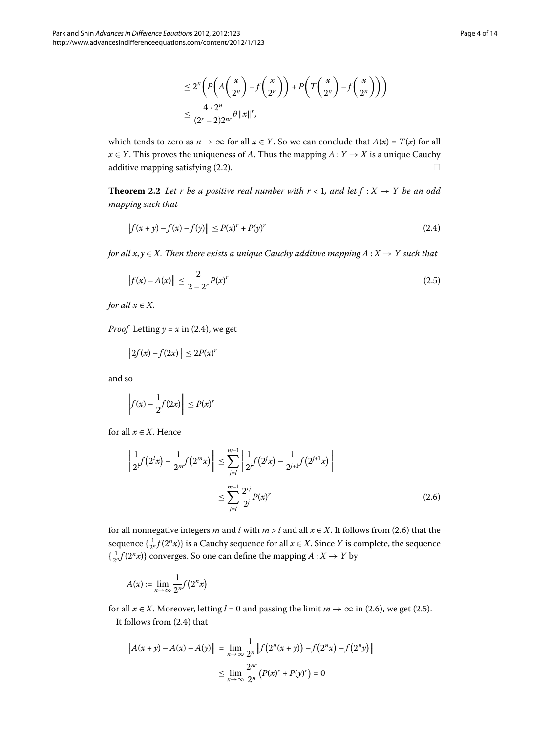$$
\begin{aligned}
&\leq 2^n\left(P\left(A\left(\frac{x}{2^n}\right)-f\left(\frac{x}{2^n}\right)\right)+P\left(T\left(\frac{x}{2^n}\right)-f\left(\frac{x}{2^n}\right)\right)\right)\\
&\leq \frac{4\cdot 2^n}{(2^r-2)2^{nr}}\theta\|x\|^r,
\end{aligned}
$$

which tends to zero as $n\to\infty$ for all $x\in Y$. So we can conclude that $A(x)=T(x)$ for all $x\in Y$. This proves the uniqueness of $A$. Thus the mapping $A:Y\to X$ is a unique Cauchy additive mapping satisfying (2.2). □

**Theorem 2.2** *Let $r$ be a positive real number with $r<1$, and let $f:X\to Y$ be an odd mapping such that*

$$
\|f(x+y)-f(x)-f(y)\|\leq P(x)^r+P(y)^r \tag{2.4}
$$

*for all $x,y\in X$. Then there exists a unique Cauchy additive mapping $A:X\to Y$ such that*

$$
\|f(x)-A(x)\|\leq \frac{2}{2-2^r}P(x)^r \tag{2.5}
$$

*for all $x\in X$.*

*Proof* Letting $y=x$ in (2.4), we get

$$
\|2f(x)-f(2x)\|\leq 2P(x)^r
$$

and so

$$
\left\|f(x)-\frac{1}{2}f(2x)\right\|\leq P(x)^r
$$

for all $x\in X$. Hence

$$
\begin{aligned}
\left\|\frac{1}{2^l}f\left(2^lx\right)-\frac{1}{2^m}f\left(2^mx\right)\right\| &\leq \sum_{j=l}^{m-1}\left\|\frac{1}{2^j}f\left(2^jx\right)-\frac{1}{2^{j+1}}f\left(2^{j+1}x\right)\right\|\\
&\leq \sum_{j=l}^{m-1}\frac{2^{rj}}{2^j}P(x)^r
\end{aligned}
\tag{2.6}
$$

for all nonnegative integers $m$ and $l$ with $m>l$ and all $x\in X$. It follows from (2.6) that the sequence $\{\frac{1}{2^n}f(2^nx)\}$ is a Cauchy sequence for all $x\in X$. Since $Y$ is complete, the sequence $\{\frac{1}{2^n}f(2^nx)\}$ converges. So one can define the mapping $A:X\to Y$ by

$$
A(x):=\lim_{n\to\infty}\frac{1}{2^n}f\left(2^nx\right)
$$

for all $x\in X$. Moreover, letting $l=0$ and passing the limit $m\to\infty$ in (2.6), we get (2.5).

It follows from (2.4) that

$$
\begin{aligned}
\|A(x+y)-A(x)-A(y)\| &= \lim_{n\to\infty}\frac{1}{2^n}\left\|f\left(2^n(x+y)\right)-f\left(2^nx\right)-f\left(2^ny\right)\right\|\\
&\leq \lim_{n\to\infty}\frac{2^{nr}}{2^n}\left(P(x)^r+P(y)^r\right)=0
\end{aligned}
$$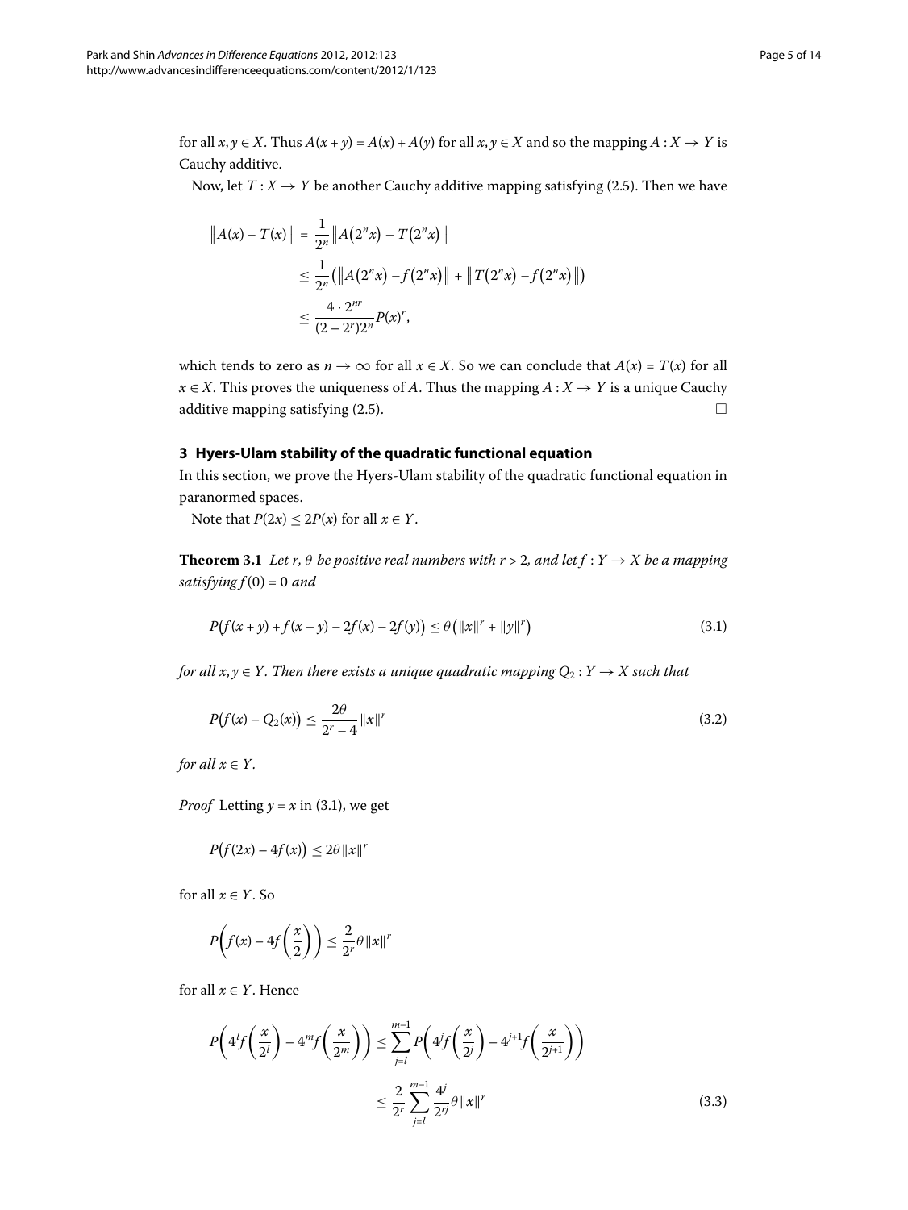for all $x, y \in X$. Thus $A(x+y) = A(x) + A(y)$ for all $x, y \in X$ and so the mapping $A : X \to Y$ is Cauchy additive.

Now, let $T : X \to Y$ be another Cauchy additive mapping satisfying (2.5). Then we have

$$
\begin{aligned}
\|A(x) - T(x)\| &= \frac{1}{2^n}\|A(2^n x) - T(2^n x)\| \\
&\leq \frac{1}{2^n}\left(\|A(2^n x) - f(2^n x)\| + \|T(2^n x) - f(2^n x)\|\right) \\
&\leq \frac{4 \cdot 2^{nr}}{(2-2^r)2^n} P(x)^r,
\end{aligned}
$$

which tends to zero as $n \to \infty$ for all $x \in X$. So we can conclude that $A(x) = T(x)$ for all $x \in X$. This proves the uniqueness of $A$. Thus the mapping $A : X \to Y$ is a unique Cauchy additive mapping satisfying (2.5). □

## 3 Hyers-Ulam stability of the quadratic functional equation

In this section, we prove the Hyers-Ulam stability of the quadratic functional equation in paranormed spaces.

Note that $P(2x) \leq 2P(x)$ for all $x \in Y$.

**Theorem 3.1** *Let $r, \theta$ be positive real numbers with $r > 2$, and let $f : Y \to X$ be a mapping satisfying $f(0) = 0$ and*

$$
P\big(f(x+y) + f(x-y) - 2f(x) - 2f(y)\big) \leq \theta\left(\|x\|^r + \|y\|^r\right) \tag{3.1}
$$

*for all $x, y \in Y$. Then there exists a unique quadratic mapping $Q_2 : Y \to X$ such that*

$$
P\big(f(x) - Q_2(x)\big) \leq \frac{2\theta}{2^r - 4}\|x\|^r \tag{3.2}
$$

*for all $x \in Y$.*

*Proof* Letting $y = x$ in (3.1), we get

$$
P\big(f(2x) - 4f(x)\big) \leq 2\theta\|x\|^r
$$

for all $x \in Y$. So

$$
P\left(f(x) - 4f\left(\frac{x}{2}\right)\right) \leq \frac{2}{2^r}\theta\|x\|^r
$$

for all $x \in Y$. Hence

$$
\begin{aligned}
P\left(4^l f\left(\frac{x}{2^l}\right) - 4^m f\left(\frac{x}{2^m}\right)\right) &\leq \sum_{j=l}^{m-1} P\left(4^j f\left(\frac{x}{2^j}\right) - 4^{j+1} f\left(\frac{x}{2^{j+1}}\right)\right) \\
&\leq \frac{2}{2^r}\sum_{j=l}^{m-1}\frac{4^j}{2^{rj}}\theta\|x\|^r
\end{aligned}
\tag{3.3}
$$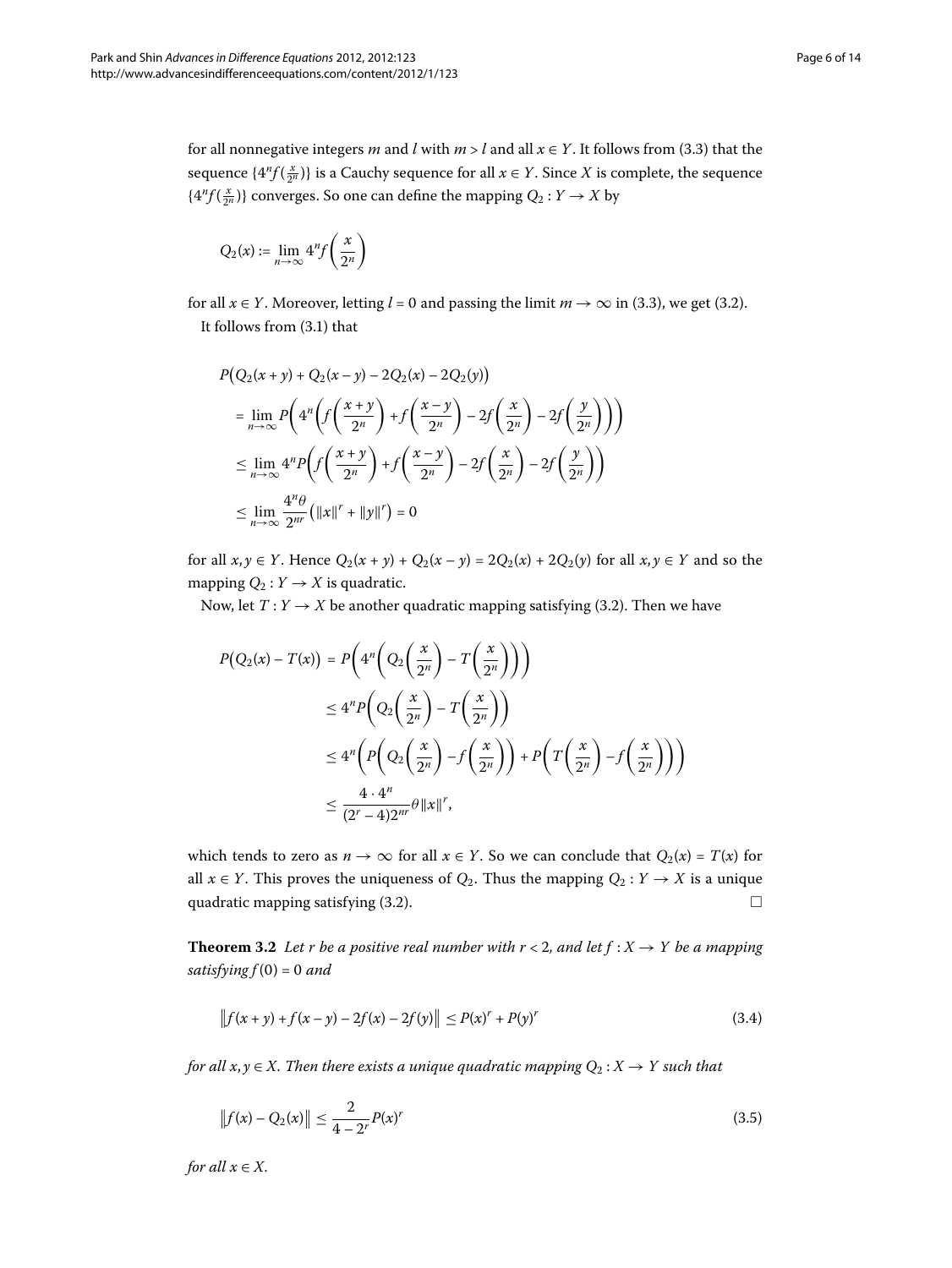for all nonnegative integers $m$ and $l$ with $m > l$ and all $x \in Y$. It follows from (3.3) that the sequence $\{4^n f(\frac{x}{2^n})\}$ is a Cauchy sequence for all $x \in Y$. Since $X$ is complete, the sequence $\{4^n f(\frac{x}{2^n})\}$ converges. So one can define the mapping $Q_2 : Y \to X$ by

$$Q_2(x) := \lim_{n\to\infty} 4^n f\left(\frac{x}{2^n}\right)$$

for all $x \in Y$. Moreover, letting $l = 0$ and passing the limit $m \to \infty$ in (3.3), we get (3.2).

It follows from (3.1) that

$$\begin{aligned}
&P\big(Q_2(x+y) + Q_2(x-y) - 2Q_2(x) - 2Q_2(y)\big) \\
&\quad = \lim_{n\to\infty} P\left(4^n\left(f\left(\frac{x+y}{2^n}\right) + f\left(\frac{x-y}{2^n}\right) - 2f\left(\frac{x}{2^n}\right) - 2f\left(\frac{y}{2^n}\right)\right)\right) \\
&\quad \le \lim_{n\to\infty} 4^n P\left(f\left(\frac{x+y}{2^n}\right) + f\left(\frac{x-y}{2^n}\right) - 2f\left(\frac{x}{2^n}\right) - 2f\left(\frac{y}{2^n}\right)\right) \\
&\quad \le \lim_{n\to\infty} \frac{4^n\theta}{2^{nr}}\big(\|x\|^r + \|y\|^r\big) = 0
\end{aligned}$$

for all $x, y \in Y$. Hence $Q_2(x+y) + Q_2(x-y) = 2Q_2(x) + 2Q_2(y)$ for all $x, y \in Y$ and so the mapping $Q_2 : Y \to X$ is quadratic.

Now, let $T : Y \to X$ be another quadratic mapping satisfying (3.2). Then we have

$$\begin{aligned}
P\big(Q_2(x) - T(x)\big) &= P\left(4^n\left(Q_2\left(\frac{x}{2^n}\right) - T\left(\frac{x}{2^n}\right)\right)\right) \\
&\le 4^n P\left(Q_2\left(\frac{x}{2^n}\right) - T\left(\frac{x}{2^n}\right)\right) \\
&\le 4^n\left(P\left(Q_2\left(\frac{x}{2^n}\right) - f\left(\frac{x}{2^n}\right)\right) + P\left(T\left(\frac{x}{2^n}\right) - f\left(\frac{x}{2^n}\right)\right)\right) \\
&\le \frac{4\cdot 4^n}{(2^r-4)2^{nr}}\theta\|x\|^r,
\end{aligned}$$

which tends to zero as $n \to \infty$ for all $x \in Y$. So we can conclude that $Q_2(x) = T(x)$ for all $x \in Y$. This proves the uniqueness of $Q_2$. Thus the mapping $Q_2 : Y \to X$ is a unique quadratic mapping satisfying (3.2). □

**Theorem 3.2** *Let $r$ be a positive real number with $r < 2$, and let $f : X \to Y$ be a mapping satisfying $f(0) = 0$ and*

$$\big\|f(x+y) + f(x-y) - 2f(x) - 2f(y)\big\| \le P(x)^r + P(y)^r \tag{3.4}$$

*for all $x, y \in X$. Then there exists a unique quadratic mapping $Q_2 : X \to Y$ such that*

$$\big\|f(x) - Q_2(x)\big\| \le \frac{2}{4-2^r}P(x)^r \tag{3.5}$$

*for all $x \in X$.*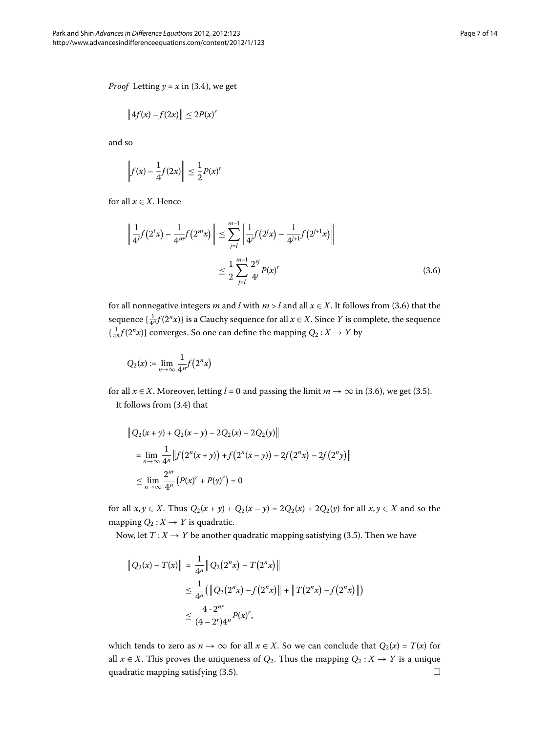*Proof* Letting $y = x$ in (3.4), we get

$$\left\| 4f(x) - f(2x) \right\| \leq 2P(x)^r$$

and so

$$\left\| f(x) - \frac{1}{4}f(2x) \right\| \leq \frac{1}{2}P(x)^r$$

for all $x \in X$. Hence

$$\begin{aligned} \left\| \frac{1}{4^l}f\left(2^l x\right) - \frac{1}{4^m}f\left(2^m x\right) \right\| &\leq \sum_{j=l}^{m-1} \left\| \frac{1}{4^j}f\left(2^j x\right) - \frac{1}{4^{j+1}}f\left(2^{j+1}x\right) \right\| \\ &\leq \frac{1}{2}\sum_{j=l}^{m-1} \frac{2^{rj}}{4^j}P(x)^r \end{aligned} \tag{3.6}$$

for all nonnegative integers $m$ and $l$ with $m > l$ and all $x \in X$. It follows from (3.6) that the sequence $\{\frac{1}{4^n}f(2^n x)\}$ is a Cauchy sequence for all $x \in X$. Since $Y$ is complete, the sequence $\{\frac{1}{4^n}f(2^n x)\}$ converges. So one can define the mapping $Q_2 : X \to Y$ by

$$Q_2(x) := \lim_{n\to\infty} \frac{1}{4^n}f\left(2^n x\right)$$

for all $x \in X$. Moreover, letting $l = 0$ and passing the limit $m \to \infty$ in (3.6), we get (3.5).

It follows from (3.4) that

$$\begin{aligned} &\left\| Q_2(x+y) + Q_2(x-y) - 2Q_2(x) - 2Q_2(y) \right\| \\ &\quad = \lim_{n\to\infty} \frac{1}{4^n}\left\| f\left(2^n(x+y)\right) + f\left(2^n(x-y)\right) - 2f\left(2^n x\right) - 2f\left(2^n y\right) \right\| \\ &\quad \leq \lim_{n\to\infty} \frac{2^{nr}}{4^n}\left(P(x)^r + P(y)^r\right) = 0 \end{aligned}$$

for all $x, y \in X$. Thus $Q_2(x+y) + Q_2(x-y) = 2Q_2(x) + 2Q_2(y)$ for all $x, y \in X$ and so the mapping $Q_2 : X \to Y$ is quadratic.

Now, let $T : X \to Y$ be another quadratic mapping satisfying (3.5). Then we have

$$\begin{aligned} \left\| Q_2(x) - T(x) \right\| &= \frac{1}{4^n}\left\| Q_2\left(2^n x\right) - T\left(2^n x\right) \right\| \\ &\leq \frac{1}{4^n}\left( \left\| Q_2\left(2^n x\right) - f\left(2^n x\right) \right\| + \left\| T\left(2^n x\right) - f\left(2^n x\right) \right\| \right) \\ &\leq \frac{4 \cdot 2^{nr}}{(4-2^r)4^n}P(x)^r, \end{aligned}$$

which tends to zero as $n \to \infty$ for all $x \in X$. So we can conclude that $Q_2(x) = T(x)$ for all $x \in X$. This proves the uniqueness of $Q_2$. Thus the mapping $Q_2 : X \to Y$ is a unique quadratic mapping satisfying (3.5). □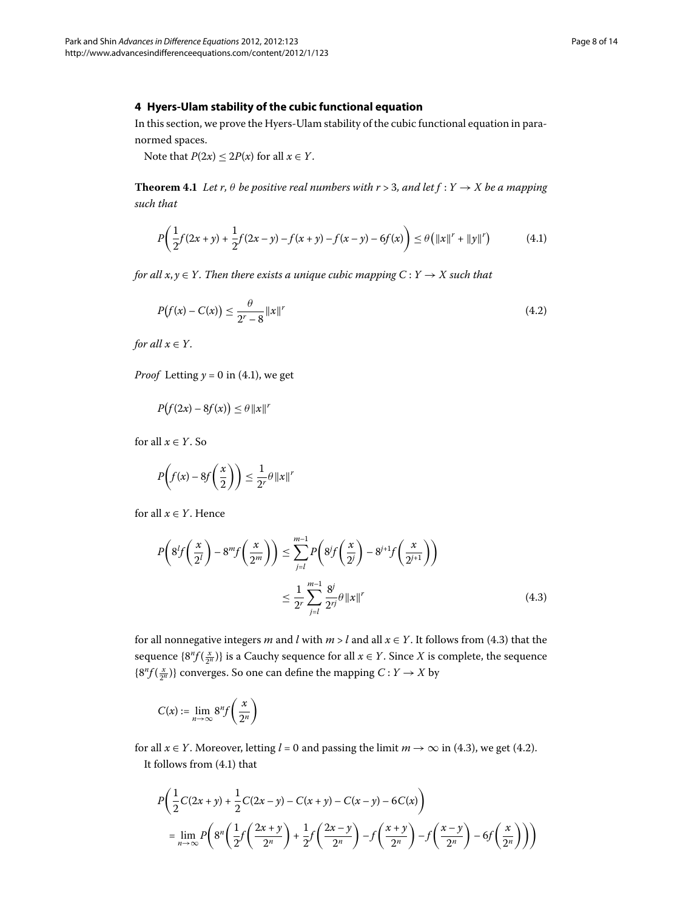## 4 Hyers-Ulam stability of the cubic functional equation

In this section, we prove the Hyers-Ulam stability of the cubic functional equation in paranormed spaces.

Note that $P(2x) \le 2P(x)$ for all $x \in Y$.

**Theorem 4.1** *Let $r$, $\theta$ be positive real numbers with $r > 3$, and let $f : Y \to X$ be a mapping such that*

$$P\left(\frac{1}{2}f(2x+y) + \frac{1}{2}f(2x-y) - f(x+y) - f(x-y) - 6f(x)\right) \le \theta\left(\|x\|^r + \|y\|^r\right) \tag{4.1}$$

*for all $x, y \in Y$. Then there exists a unique cubic mapping $C : Y \to X$ such that*

$$P\left(f(x) - C(x)\right) \le \frac{\theta}{2^r - 8}\|x\|^r \tag{4.2}$$

*for all $x \in Y$.*

*Proof* Letting $y = 0$ in (4.1), we get

$$P\left(f(2x) - 8f(x)\right) \le \theta\|x\|^r$$

for all $x \in Y$. So

$$P\left(f(x) - 8f\left(\frac{x}{2}\right)\right) \le \frac{1}{2^r}\theta\|x\|^r$$

for all $x \in Y$. Hence

$$\begin{aligned} P\left(8^l f\left(\frac{x}{2^l}\right) - 8^m f\left(\frac{x}{2^m}\right)\right) &\le \sum_{j=l}^{m-1} P\left(8^j f\left(\frac{x}{2^j}\right) - 8^{j+1} f\left(\frac{x}{2^{j+1}}\right)\right) \\ &\le \frac{1}{2^r}\sum_{j=l}^{m-1}\frac{8^j}{2^{rj}}\theta\|x\|^r \end{aligned} \tag{4.3}$$

for all nonnegative integers $m$ and $l$ with $m > l$ and all $x \in Y$. It follows from (4.3) that the sequence $\{8^n f(\frac{x}{2^n})\}$ is a Cauchy sequence for all $x \in Y$. Since $X$ is complete, the sequence $\{8^n f(\frac{x}{2^n})\}$ converges. So one can define the mapping $C : Y \to X$ by

$$C(x) := \lim_{n\to\infty} 8^n f\left(\frac{x}{2^n}\right)$$

for all $x \in Y$. Moreover, letting $l = 0$ and passing the limit $m \to \infty$ in (4.3), we get (4.2).

It follows from (4.1) that

$$\begin{aligned} &P\left(\frac{1}{2}C(2x+y) + \frac{1}{2}C(2x-y) - C(x+y) - C(x-y) - 6C(x)\right) \\ &= \lim_{n\to\infty} P\left(8^n\left(\frac{1}{2}f\left(\frac{2x+y}{2^n}\right) + \frac{1}{2}f\left(\frac{2x-y}{2^n}\right) - f\left(\frac{x+y}{2^n}\right) - f\left(\frac{x-y}{2^n}\right) - 6f\left(\frac{x}{2^n}\right)\right)\right) \end{aligned}$$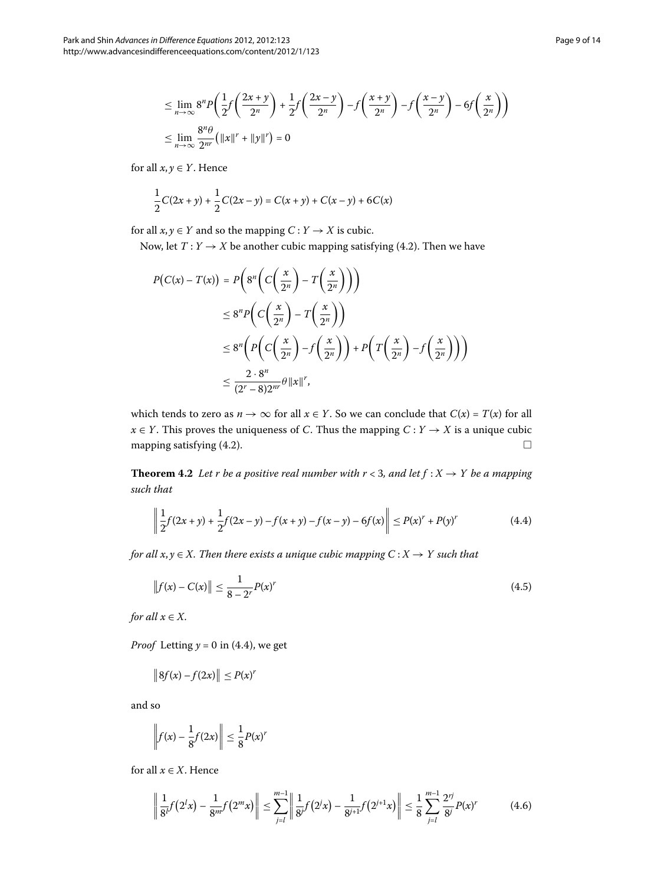$$\leq \lim_{n\to\infty} 8^n P\left(\frac{1}{2}f\left(\frac{2x+y}{2^n}\right)+\frac{1}{2}f\left(\frac{2x-y}{2^n}\right)-f\left(\frac{x+y}{2^n}\right)-f\left(\frac{x-y}{2^n}\right)-6f\left(\frac{x}{2^n}\right)\right)$$

$$\leq \lim_{n\to\infty} \frac{8^n\theta}{2^{nr}}\left(\|x\|^r+\|y\|^r\right)=0$$

for all $x, y \in Y$. Hence

$$\frac{1}{2}C(2x+y)+\frac{1}{2}C(2x-y)=C(x+y)+C(x-y)+6C(x)$$

for all $x, y \in Y$ and so the mapping $C : Y \to X$ is cubic.

Now, let $T : Y \to X$ be another cubic mapping satisfying (4.2). Then we have

$$\begin{aligned}
P\big(C(x)-T(x)\big) &= P\left(8^n\left(C\left(\frac{x}{2^n}\right)-T\left(\frac{x}{2^n}\right)\right)\right)\\
&\leq 8^n P\left(C\left(\frac{x}{2^n}\right)-T\left(\frac{x}{2^n}\right)\right)\\
&\leq 8^n\left(P\left(C\left(\frac{x}{2^n}\right)-f\left(\frac{x}{2^n}\right)\right)+P\left(T\left(\frac{x}{2^n}\right)-f\left(\frac{x}{2^n}\right)\right)\right)\\
&\leq \frac{2\cdot 8^n}{(2^r-8)2^{nr}}\theta\|x\|^r,
\end{aligned}$$

which tends to zero as $n \to \infty$ for all $x \in Y$. So we can conclude that $C(x) = T(x)$ for all $x \in Y$. This proves the uniqueness of $C$. Thus the mapping $C : Y \to X$ is a unique cubic mapping satisfying (4.2). □

**Theorem 4.2** *Let $r$ be a positive real number with $r < 3$, and let $f : X \to Y$ be a mapping such that*

$$\left\|\frac{1}{2}f(2x+y)+\frac{1}{2}f(2x-y)-f(x+y)-f(x-y)-6f(x)\right\| \leq P(x)^r+P(y)^r \tag{4.4}$$

*for all $x, y \in X$. Then there exists a unique cubic mapping $C : X \to Y$ such that*

$$\left\|f(x)-C(x)\right\| \leq \frac{1}{8-2^r}P(x)^r \tag{4.5}$$

*for all $x \in X$.*

*Proof* Letting $y = 0$ in (4.4), we get

$$\left\|8f(x)-f(2x)\right\| \leq P(x)^r$$

and so

$$\left\|f(x)-\frac{1}{8}f(2x)\right\| \leq \frac{1}{8}P(x)^r$$

for all $x \in X$. Hence

$$\left\|\frac{1}{8^l}f\left(2^l x\right)-\frac{1}{8^m}f\left(2^m x\right)\right\| \leq \sum_{j=l}^{m-1}\left\|\frac{1}{8^j}f\left(2^j x\right)-\frac{1}{8^{j+1}}f\left(2^{j+1}x\right)\right\| \leq \frac{1}{8}\sum_{j=l}^{m-1}\frac{2^{rj}}{8^j}P(x)^r \tag{4.6}$$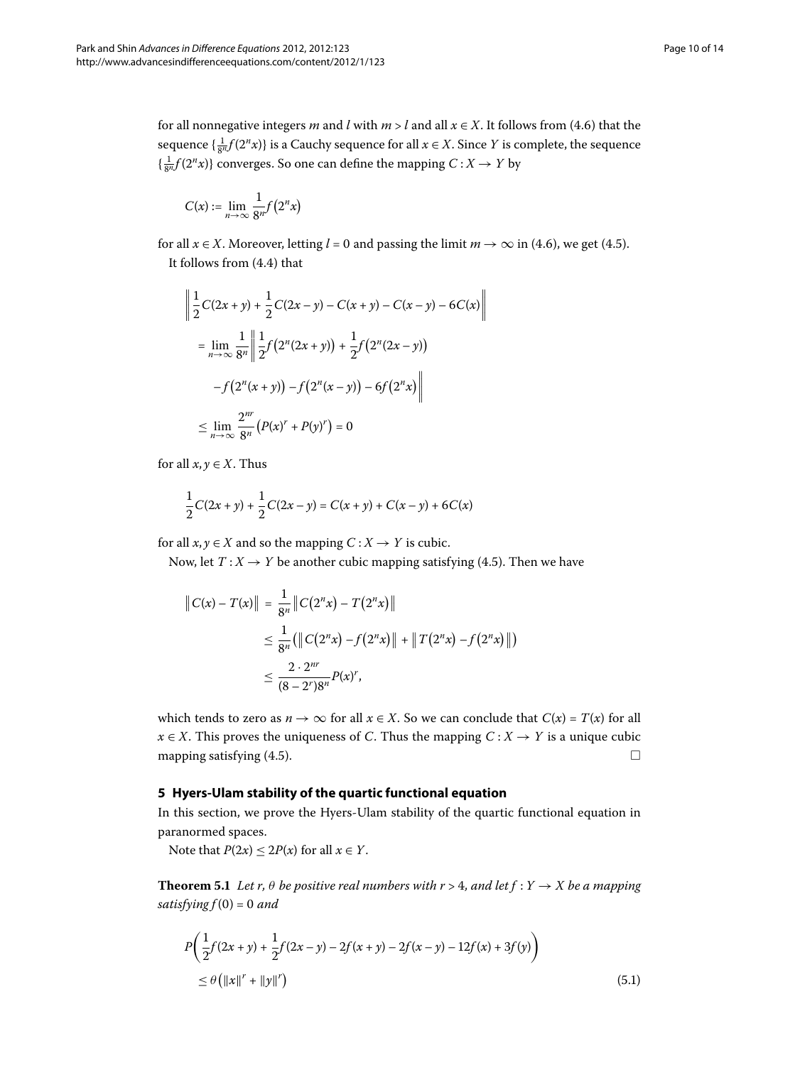for all nonnegative integers $m$ and $l$ with $m > l$ and all $x \in X$. It follows from (4.6) that the sequence $\{\frac{1}{8^n} f(2^n x)\}$ is a Cauchy sequence for all $x \in X$. Since $Y$ is complete, the sequence $\{\frac{1}{8^n} f(2^n x)\}$ converges. So one can define the mapping $C : X \to Y$ by

$$C(x) := \lim_{n\to\infty} \frac{1}{8^n} f\left(2^n x\right)$$

for all $x \in X$. Moreover, letting $l = 0$ and passing the limit $m \to \infty$ in (4.6), we get (4.5).

It follows from (4.4) that

$$\begin{aligned}
&\left\| \frac{1}{2}C(2x+y) + \frac{1}{2}C(2x-y) - C(x+y) - C(x-y) - 6C(x) \right\| \\
&\quad = \lim_{n\to\infty} \frac{1}{8^n} \left\| \frac{1}{2} f\left(2^n(2x+y)\right) + \frac{1}{2} f\left(2^n(2x-y)\right) \right. \\
&\qquad \left. - f\left(2^n(x+y)\right) - f\left(2^n(x-y)\right) - 6f\left(2^n x\right) \right\| \\
&\quad \le \lim_{n\to\infty} \frac{2^{nr}}{8^n} \left(P(x)^r + P(y)^r\right) = 0
\end{aligned}$$

for all $x, y \in X$. Thus

$$\frac{1}{2}C(2x+y) + \frac{1}{2}C(2x-y) = C(x+y) + C(x-y) + 6C(x)$$

for all $x, y \in X$ and so the mapping $C : X \to Y$ is cubic.

Now, let $T : X \to Y$ be another cubic mapping satisfying (4.5). Then we have

$$\begin{aligned}
\left\| C(x) - T(x) \right\| &= \frac{1}{8^n} \left\| C\left(2^n x\right) - T\left(2^n x\right) \right\| \\
&\le \frac{1}{8^n} \left( \left\| C\left(2^n x\right) - f\left(2^n x\right) \right\| + \left\| T\left(2^n x\right) - f\left(2^n x\right) \right\| \right) \\
&\le \frac{2 \cdot 2^{nr}}{(8 - 2^r) 8^n} P(x)^r,
\end{aligned}$$

which tends to zero as $n \to \infty$ for all $x \in X$. So we can conclude that $C(x) = T(x)$ for all $x \in X$. This proves the uniqueness of $C$. Thus the mapping $C : X \to Y$ is a unique cubic mapping satisfying (4.5). □

## 5 Hyers-Ulam stability of the quartic functional equation

In this section, we prove the Hyers-Ulam stability of the quartic functional equation in paranormed spaces.

Note that $P(2x) \le 2P(x)$ for all $x \in Y$.

**Theorem 5.1** *Let $r, \theta$ be positive real numbers with $r > 4$, and let $f : Y \to X$ be a mapping satisfying $f(0) = 0$ and*

$$\begin{aligned}
&P\left( \frac{1}{2} f(2x+y) + \frac{1}{2} f(2x-y) - 2f(x+y) - 2f(x-y) - 12f(x) + 3f(y) \right) \\
&\quad \le \theta \left( \|x\|^r + \|y\|^r \right)
\end{aligned} \tag{5.1}$$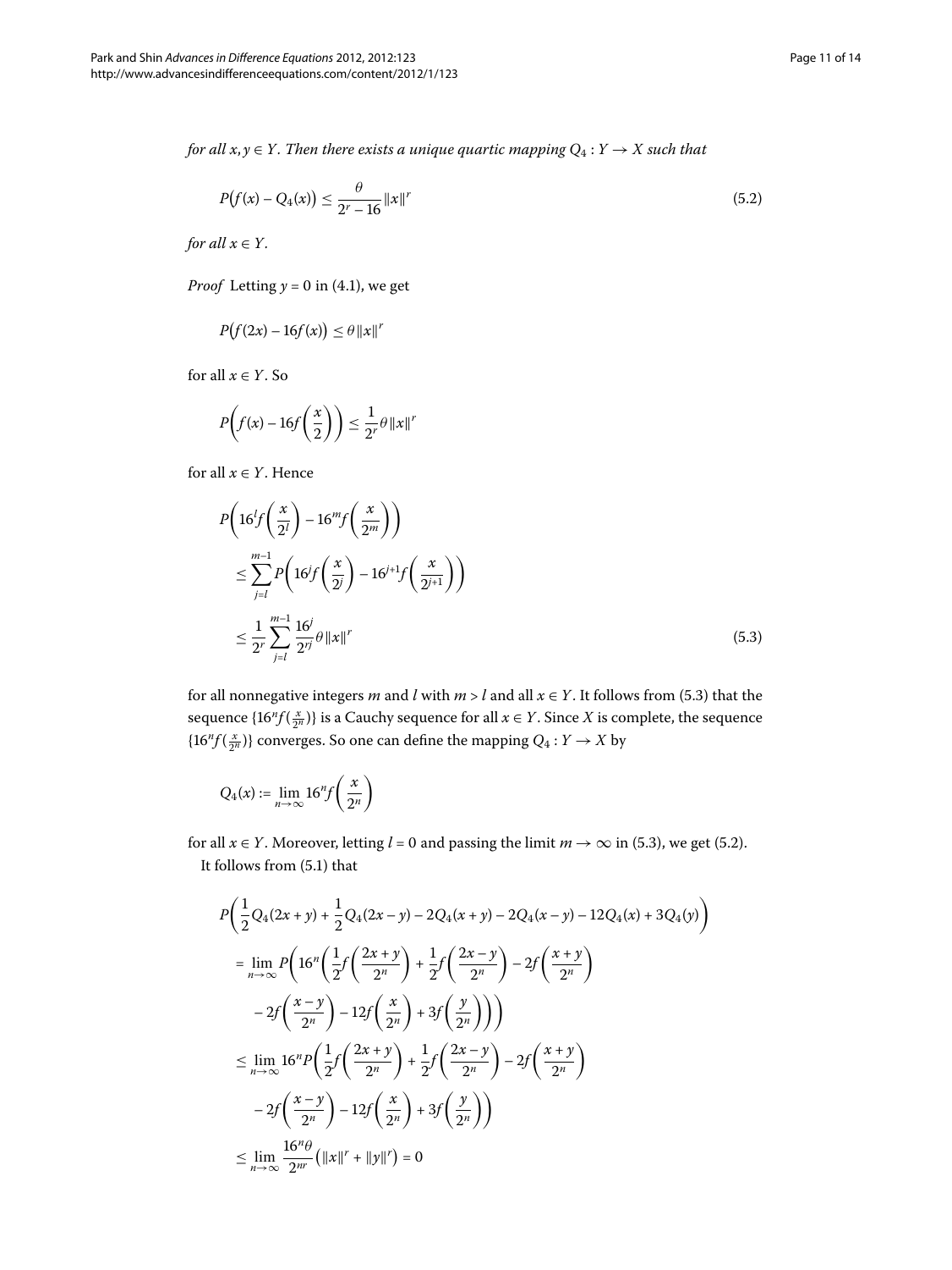*for all $x, y \in Y$. Then there exists a unique quartic mapping $Q_4 : Y \to X$ such that*

$$P\big(f(x) - Q_4(x)\big) \leq \frac{\theta}{2^r - 16}\|x\|^r \tag{5.2}$$

*for all $x \in Y$.*

*Proof* Letting $y = 0$ in (4.1), we get

$$P\big(f(2x) - 16f(x)\big) \leq \theta\|x\|^r$$

for all $x \in Y$. So

$$P\left(f(x) - 16f\left(\frac{x}{2}\right)\right) \leq \frac{1}{2^r}\theta\|x\|^r$$

for all $x \in Y$. Hence

$$\begin{aligned}
&P\left(16^l f\left(\frac{x}{2^l}\right) - 16^m f\left(\frac{x}{2^m}\right)\right) \\
&\quad \leq \sum_{j=l}^{m-1} P\left(16^j f\left(\frac{x}{2^j}\right) - 16^{j+1} f\left(\frac{x}{2^{j+1}}\right)\right) \\
&\quad \leq \frac{1}{2^r}\sum_{j=l}^{m-1} \frac{16^j}{2^{rj}}\theta\|x\|^r
\end{aligned} \tag{5.3}$$

for all nonnegative integers $m$ and $l$ with $m > l$ and all $x \in Y$. It follows from (5.3) that the sequence $\{16^n f(\frac{x}{2^n})\}$ is a Cauchy sequence for all $x \in Y$. Since $X$ is complete, the sequence $\{16^n f(\frac{x}{2^n})\}$ converges. So one can define the mapping $Q_4 : Y \to X$ by

$$Q_4(x) := \lim_{n\to\infty} 16^n f\left(\frac{x}{2^n}\right)$$

for all $x \in Y$. Moreover, letting $l = 0$ and passing the limit $m \to \infty$ in (5.3), we get (5.2).

It follows from (5.1) that

$$\begin{aligned}
&P\left(\frac{1}{2}Q_4(2x+y) + \frac{1}{2}Q_4(2x-y) - 2Q_4(x+y) - 2Q_4(x-y) - 12Q_4(x) + 3Q_4(y)\right) \\
&= \lim_{n\to\infty} P\left(16^n\left(\frac{1}{2}f\left(\frac{2x+y}{2^n}\right) + \frac{1}{2}f\left(\frac{2x-y}{2^n}\right) - 2f\left(\frac{x+y}{2^n}\right)\right.\right. \\
&\quad \left.\left. - 2f\left(\frac{x-y}{2^n}\right) - 12f\left(\frac{x}{2^n}\right) + 3f\left(\frac{y}{2^n}\right)\right)\right) \\
&\leq \lim_{n\to\infty} 16^n P\left(\frac{1}{2}f\left(\frac{2x+y}{2^n}\right) + \frac{1}{2}f\left(\frac{2x-y}{2^n}\right) - 2f\left(\frac{x+y}{2^n}\right)\right. \\
&\quad \left. - 2f\left(\frac{x-y}{2^n}\right) - 12f\left(\frac{x}{2^n}\right) + 3f\left(\frac{y}{2^n}\right)\right) \\
&\leq \lim_{n\to\infty} \frac{16^n\theta}{2^{nr}}\big(\|x\|^r + \|y\|^r\big) = 0
\end{aligned}$$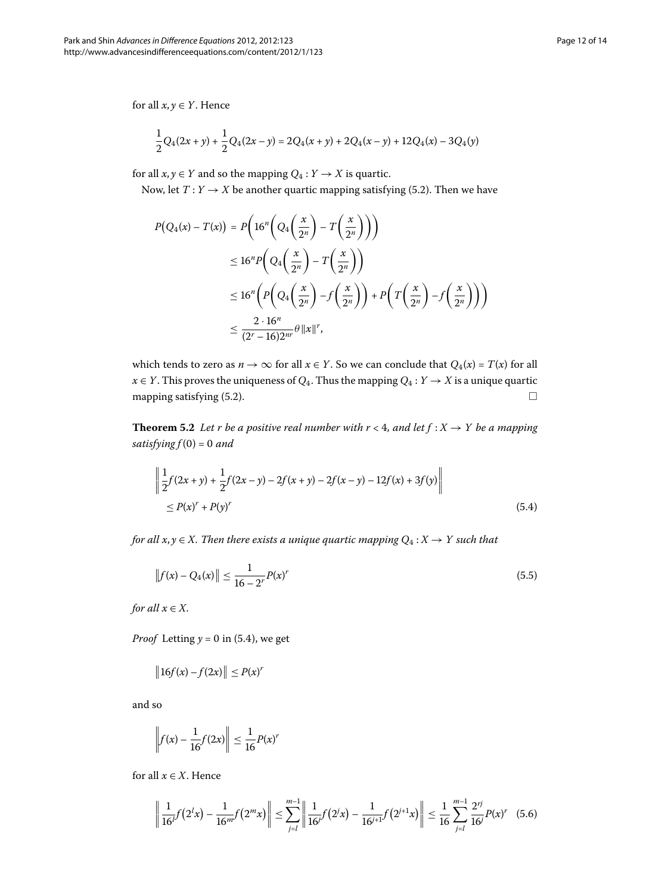for all $x, y \in Y$. Hence

$$\frac{1}{2}Q_4(2x+y) + \frac{1}{2}Q_4(2x-y) = 2Q_4(x+y) + 2Q_4(x-y) + 12Q_4(x) - 3Q_4(y)$$

for all $x, y \in Y$ and so the mapping $Q_4 : Y \to X$ is quartic.

Now, let $T : Y \to X$ be another quartic mapping satisfying (5.2). Then we have

$$\begin{aligned}
P\big(Q_4(x) - T(x)\big) &= P\bigg(16^n\bigg(Q_4\bigg(\frac{x}{2^n}\bigg) - T\bigg(\frac{x}{2^n}\bigg)\bigg)\bigg) \\
&\le 16^n P\bigg(Q_4\bigg(\frac{x}{2^n}\bigg) - T\bigg(\frac{x}{2^n}\bigg)\bigg) \\
&\le 16^n\bigg(P\bigg(Q_4\bigg(\frac{x}{2^n}\bigg) - f\bigg(\frac{x}{2^n}\bigg)\bigg) + P\bigg(T\bigg(\frac{x}{2^n}\bigg) - f\bigg(\frac{x}{2^n}\bigg)\bigg)\bigg) \\
&\le \frac{2 \cdot 16^n}{(2^r - 16)2^{nr}}\theta\|x\|^r,
\end{aligned}$$

which tends to zero as $n \to \infty$ for all $x \in Y$. So we can conclude that $Q_4(x) = T(x)$ for all $x \in Y$. This proves the uniqueness of $Q_4$. Thus the mapping $Q_4 : Y \to X$ is a unique quartic mapping satisfying (5.2). □

**Theorem 5.2** *Let $r$ be a positive real number with $r < 4$, and let $f : X \to Y$ be a mapping satisfying $f(0) = 0$ and*

$$\begin{aligned}
&\bigg\|\frac{1}{2}f(2x+y) + \frac{1}{2}f(2x-y) - 2f(x+y) - 2f(x-y) - 12f(x) + 3f(y)\bigg\| \\
&\quad \le P(x)^r + P(y)^r
\end{aligned} \tag{5.4}$$

*for all $x, y \in X$. Then there exists a unique quartic mapping $Q_4 : X \to Y$ such that*

$$\big\|f(x) - Q_4(x)\big\| \le \frac{1}{16 - 2^r}P(x)^r \tag{5.5}$$

*for all $x \in X$.*

*Proof* Letting $y = 0$ in (5.4), we get

$$\big\|16f(x) - f(2x)\big\| \le P(x)^r$$

and so

$$\bigg\|f(x) - \frac{1}{16}f(2x)\bigg\| \le \frac{1}{16}P(x)^r$$

for all $x \in X$. Hence

$$\bigg\|\frac{1}{16^l}f\big(2^l x\big) - \frac{1}{16^m}f\big(2^m x\big)\bigg\| \le \sum_{j=l}^{m-1}\bigg\|\frac{1}{16^j}f\big(2^j x\big) - \frac{1}{16^{j+1}}f\big(2^{j+1}x\big)\bigg\| \le \frac{1}{16}\sum_{j=l}^{m-1}\frac{2^{rj}}{16^j}P(x)^r \tag{5.6}$$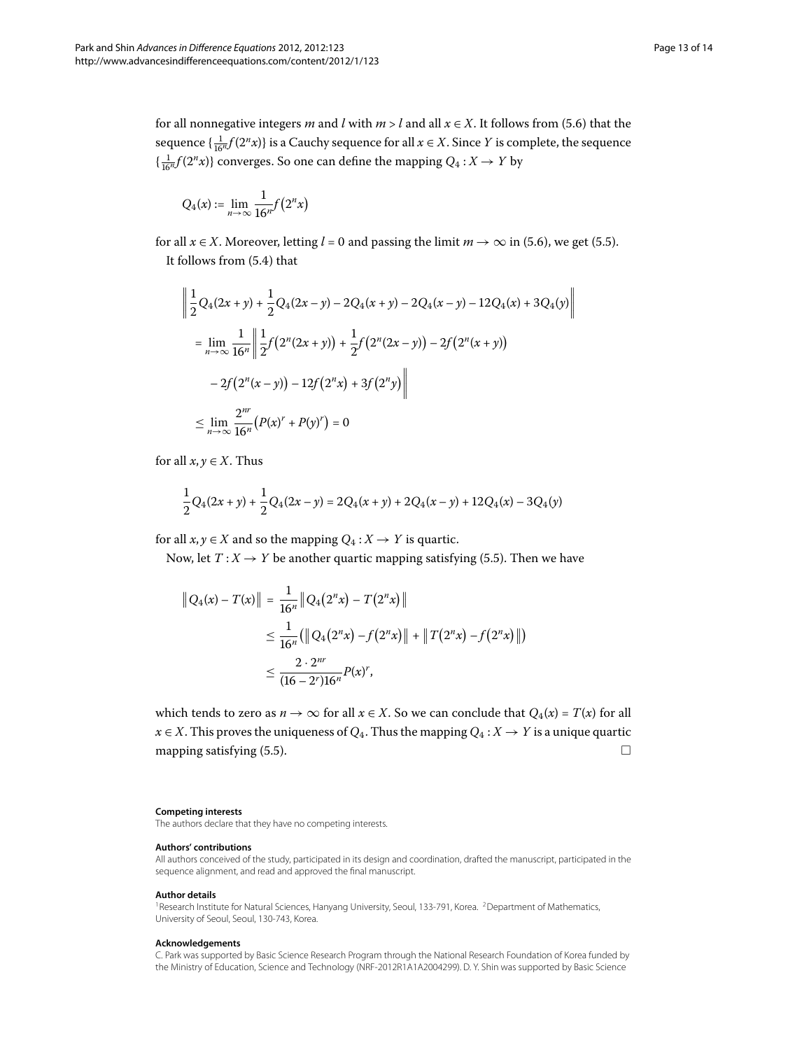for all nonnegative integers $m$ and $l$ with $m > l$ and all $x \in X$. It follows from (5.6) that the sequence $\{\frac{1}{16^n} f(2^n x)\}$ is a Cauchy sequence for all $x \in X$. Since $Y$ is complete, the sequence $\{\frac{1}{16^n} f(2^n x)\}$ converges. So one can define the mapping $Q_4 : X \to Y$ by

$$Q_4(x) := \lim_{n\to\infty} \frac{1}{16^n} f\bigl(2^n x\bigr)$$

for all $x \in X$. Moreover, letting $l = 0$ and passing the limit $m \to \infty$ in (5.6), we get (5.5).

It follows from (5.4) that

$$\begin{aligned}
&\left\| \frac{1}{2} Q_4(2x+y) + \frac{1}{2} Q_4(2x-y) - 2Q_4(x+y) - 2Q_4(x-y) - 12Q_4(x) + 3Q_4(y) \right\| \\
&\quad = \lim_{n\to\infty} \frac{1}{16^n} \left\| \frac{1}{2} f\bigl(2^n(2x+y)\bigr) + \frac{1}{2} f\bigl(2^n(2x-y)\bigr) - 2f\bigl(2^n(x+y)\bigr) \right. \\
&\qquad \left. - 2f\bigl(2^n(x-y)\bigr) - 12f\bigl(2^n x\bigr) + 3f\bigl(2^n y\bigr) \right\| \\
&\quad \le \lim_{n\to\infty} \frac{2^{nr}}{16^n} \bigl(P(x)^r + P(y)^r\bigr) = 0
\end{aligned}$$

for all $x, y \in X$. Thus

$$\frac{1}{2} Q_4(2x+y) + \frac{1}{2} Q_4(2x-y) = 2Q_4(x+y) + 2Q_4(x-y) + 12Q_4(x) - 3Q_4(y)$$

for all $x, y \in X$ and so the mapping $Q_4 : X \to Y$ is quartic.

Now, let $T : X \to Y$ be another quartic mapping satisfying (5.5). Then we have

$$\begin{aligned}
\bigl\| Q_4(x) - T(x) \bigr\| &= \frac{1}{16^n} \bigl\| Q_4\bigl(2^n x\bigr) - T\bigl(2^n x\bigr) \bigr\| \\
&\le \frac{1}{16^n} \bigl( \bigl\| Q_4\bigl(2^n x\bigr) - f\bigl(2^n x\bigr) \bigr\| + \bigl\| T\bigl(2^n x\bigr) - f\bigl(2^n x\bigr) \bigr\| \bigr) \\
&\le \frac{2 \cdot 2^{nr}}{(16 - 2^r) 16^n} P(x)^r,
\end{aligned}$$

which tends to zero as $n \to \infty$ for all $x \in X$. So we can conclude that $Q_4(x) = T(x)$ for all $x \in X$. This proves the uniqueness of $Q_4$. Thus the mapping $Q_4 : X \to Y$ is a unique quartic mapping satisfying (5.5). □

**Competing interests**

The authors declare that they have no competing interests.

**Authors' contributions**

All authors conceived of the study, participated in its design and coordination, drafted the manuscript, participated in the sequence alignment, and read and approved the final manuscript.

**Author details**

[1] Research Institute for Natural Sciences, Hanyang University, Seoul, 133-791, Korea. [2] Department of Mathematics, University of Seoul, Seoul, 130-743, Korea.

**Acknowledgements**

C. Park was supported by Basic Science Research Program through the National Research Foundation of Korea funded by the Ministry of Education, Science and Technology (NRF-2012R1A1A2004299). D. Y. Shin was supported by Basic Science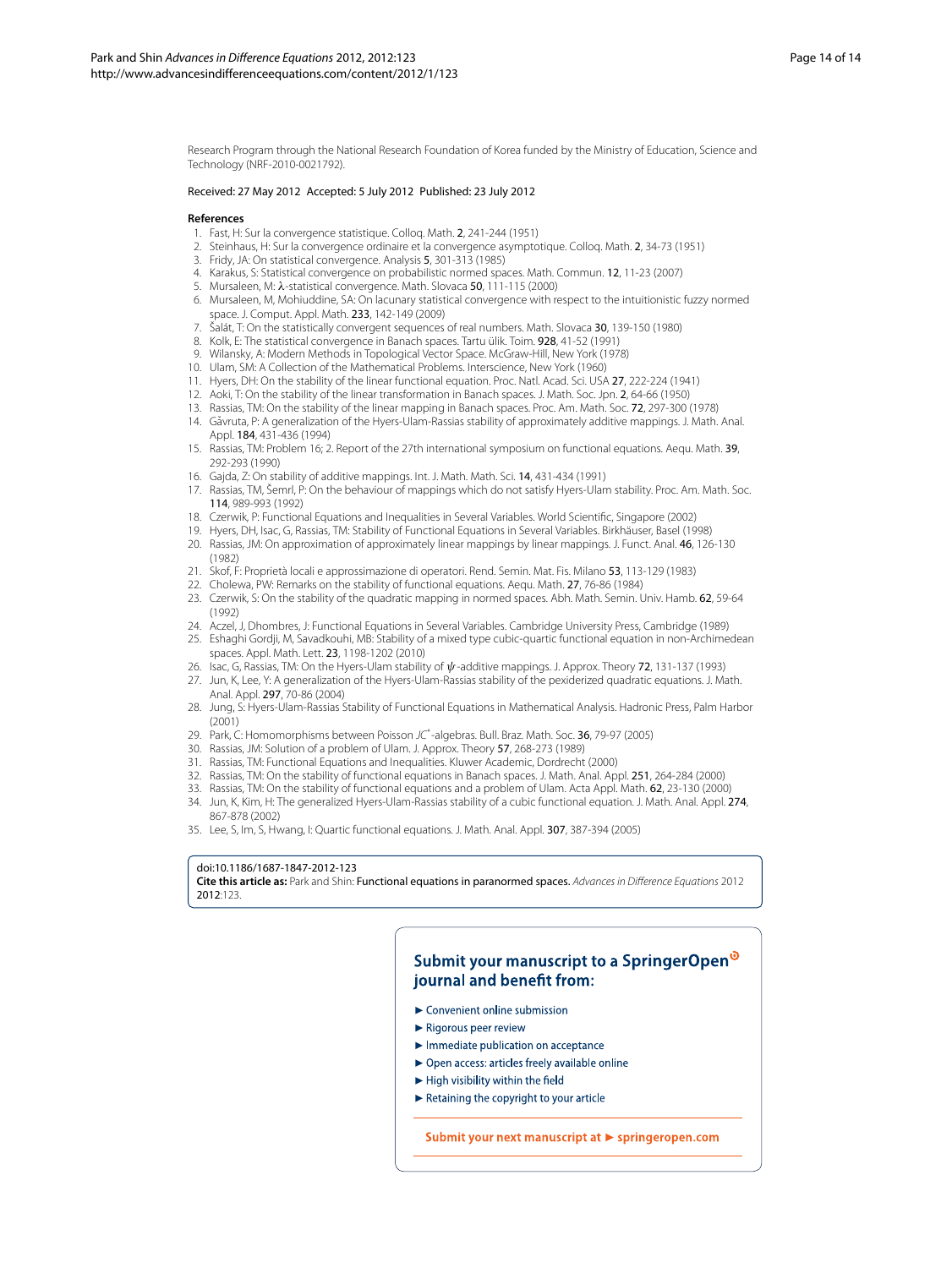Research Program through the National Research Foundation of Korea funded by the Ministry of Education, Science and Technology (NRF-2010-0021792).

Received: 27 May 2012 Accepted: 5 July 2012 Published: 23 July 2012

## References

1. Fast, H: Sur la convergence statistique. Colloq. Math. **2**, 241-244 (1951)
2. Steinhaus, H: Sur la convergence ordinaire et la convergence asymptotique. Colloq. Math. **2**, 34-73 (1951)
3. Fridy, JA: On statistical convergence. Analysis **5**, 301-313 (1985)
4. Karakus, S: Statistical convergence on probabilistic normed spaces. Math. Commun. **12**, 11-23 (2007)
5. Mursaleen, M: λ-statistical convergence. Math. Slovaca **50**, 111-115 (2000)
6. Mursaleen, M, Mohiuddine, SA: On lacunary statistical convergence with respect to the intuitionistic fuzzy normed space. J. Comput. Appl. Math. **233**, 142-149 (2009)
7. Šalát, T: On the statistically convergent sequences of real numbers. Math. Slovaca **30**, 139-150 (1980)
8. Kolk, E: The statistical convergence in Banach spaces. Tartu ülik. Toim. **928**, 41-52 (1991)
9. Wilansky, A: Modern Methods in Topological Vector Space. McGraw-Hill, New York (1978)
10. Ulam, SM: A Collection of the Mathematical Problems. Interscience, New York (1960)
11. Hyers, DH: On the stability of the linear functional equation. Proc. Natl. Acad. Sci. USA **27**, 222-224 (1941)
12. Aoki, T: On the stability of the linear transformation in Banach spaces. J. Math. Soc. Jpn. **2**, 64-66 (1950)
13. Rassias, TM: On the stability of the linear mapping in Banach spaces. Proc. Am. Math. Soc. **72**, 297-300 (1978)
14. Găvruta, P: A generalization of the Hyers-Ulam-Rassias stability of approximately additive mappings. J. Math. Anal. Appl. **184**, 431-436 (1994)
15. Rassias, TM: Problem 16; 2. Report of the 27th international symposium on functional equations. Aequ. Math. **39**, 292-293 (1990)
16. Gajda, Z: On stability of additive mappings. Int. J. Math. Math. Sci. **14**, 431-434 (1991)
17. Rassias, TM, Šemrl, P: On the behaviour of mappings which do not satisfy Hyers-Ulam stability. Proc. Am. Math. Soc. **114**, 989-993 (1992)
18. Czerwik, P: Functional Equations and Inequalities in Several Variables. World Scientific, Singapore (2002)
19. Hyers, DH, Isac, G, Rassias, TM: Stability of Functional Equations in Several Variables. Birkhäuser, Basel (1998)
20. Rassias, JM: On approximation of approximately linear mappings by linear mappings. J. Funct. Anal. **46**, 126-130 (1982)
21. Skof, F: Proprietà locali e approssimazione di operatori. Rend. Semin. Mat. Fis. Milano **53**, 113-129 (1983)
22. Cholewa, PW: Remarks on the stability of functional equations. Aequ. Math. **27**, 76-86 (1984)
23. Czerwik, S: On the stability of the quadratic mapping in normed spaces. Abh. Math. Semin. Univ. Hamb. **62**, 59-64 (1992)
24. Aczel, J, Dhombres, J: Functional Equations in Several Variables. Cambridge University Press, Cambridge (1989)
25. Eshaghi Gordji, M, Savadkouhi, MB: Stability of a mixed type cubic-quartic functional equation in non-Archimedean spaces. Appl. Math. Lett. **23**, 1198-1202 (2010)
26. Isac, G, Rassias, TM: On the Hyers-Ulam stability of $\psi$-additive mappings. J. Approx. Theory **72**, 131-137 (1993)
27. Jun, K, Lee, Y: A generalization of the Hyers-Ulam-Rassias stability of the pexiderized quadratic equations. J. Math. Anal. Appl. **297**, 70-86 (2004)
28. Jung, S: Hyers-Ulam-Rassias Stability of Functional Equations in Mathematical Analysis. Hadronic Press, Palm Harbor (2001)
29. Park, C: Homomorphisms between Poisson $JC^*$-algebras. Bull. Braz. Math. Soc. **36**, 79-97 (2005)
30. Rassias, JM: Solution of a problem of Ulam. J. Approx. Theory **57**, 268-273 (1989)
31. Rassias, TM: Functional Equations and Inequalities. Kluwer Academic, Dordrecht (2000)
32. Rassias, TM: On the stability of functional equations in Banach spaces. J. Math. Anal. Appl. **251**, 264-284 (2000)
33. Rassias, TM: On the stability of functional equations and a problem of Ulam. Acta Appl. Math. **62**, 23-130 (2000)
34. Jun, K, Kim, H: The generalized Hyers-Ulam-Rassias stability of a cubic functional equation. J. Math. Anal. Appl. **274**, 867-878 (2002)
35. Lee, S, Im, S, Hwang, I: Quartic functional equations. J. Math. Anal. Appl. **307**, 387-394 (2005)

doi:10.1186/1687-1847-2012-123

**Cite this article as:** Park and Shin: **Functional equations in paranormed spaces.** *Advances in Difference Equations* 2012 **2012**:123.

**Submit your manuscript to a SpringerOpen journal and benefit from:**

- ► Convenient online submission
- ► Rigorous peer review
- ► Immediate publication on acceptance
- ► Open access: articles freely available online
- ► High visibility within the field
- ► Retaining the copyright to your article

**Submit your next manuscript at ► springeropen.com**